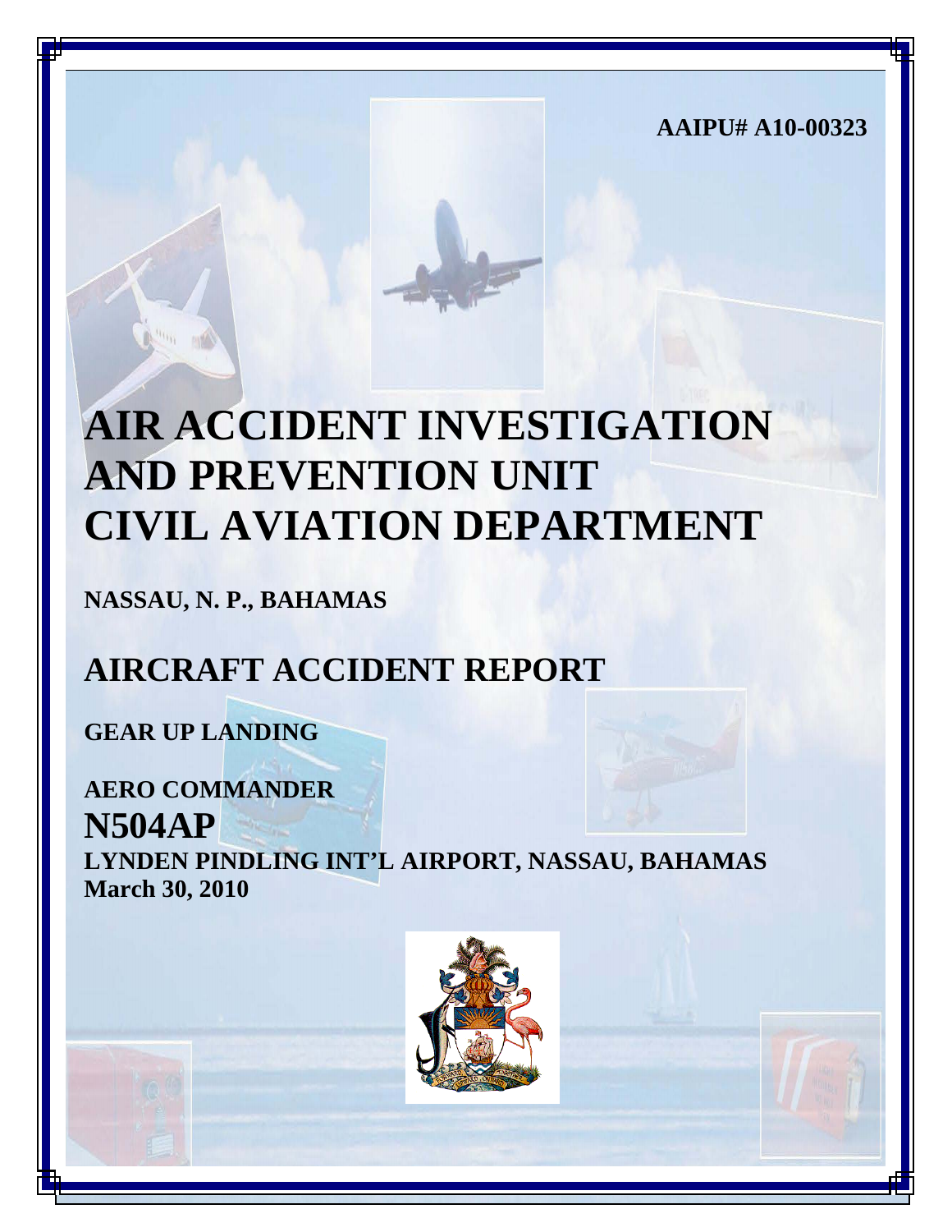**AAIPU# A10-00323**

# AIR ACCIDENT INVESTIGATION AND PREVENTION UNIT CIVIL AVIATION DEPARTMENT

**NASSAU, N. P., BAHAMAS**

## AIRCRAFT ACCIDENT REPORT

**GEAR UP LANDING**

**AERO COMMANDER**

**N504AP**

**LYNDEN PINDLING INT'L AIRPORT, NASSAU, BAHAMAS**

**March 30, 2010**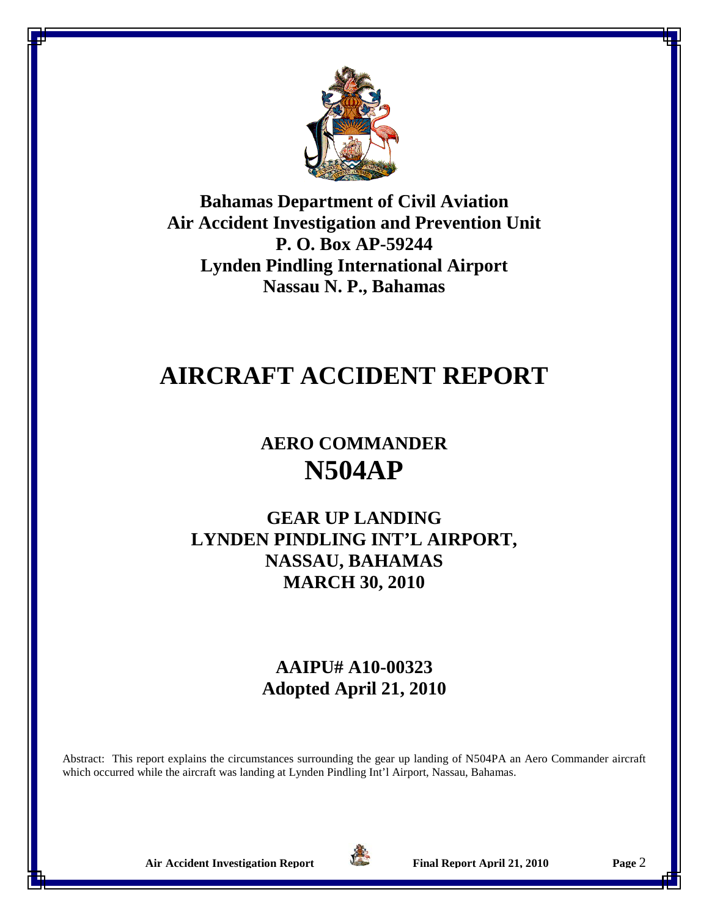**Bahamas Department of Civil Aviation**
**Air Accident Investigation and Prevention Unit**
**P. O. Box AP-59244**
**Lynden Pindling International Airport**
**Nassau N. P., Bahamas**

# AIRCRAFT ACCIDENT REPORT

## AERO COMMANDER
## N504AP

## GEAR UP LANDING
## LYNDEN PINDLING INT'L AIRPORT,
## NASSAU, BAHAMAS
## MARCH 30, 2010

## AAIPU# A10-00323
## Adopted April 21, 2010

Abstract: This report explains the circumstances surrounding the gear up landing of N504PA an Aero Commander aircraft which occurred while the aircraft was landing at Lynden Pindling Int'l Airport, Nassau, Bahamas.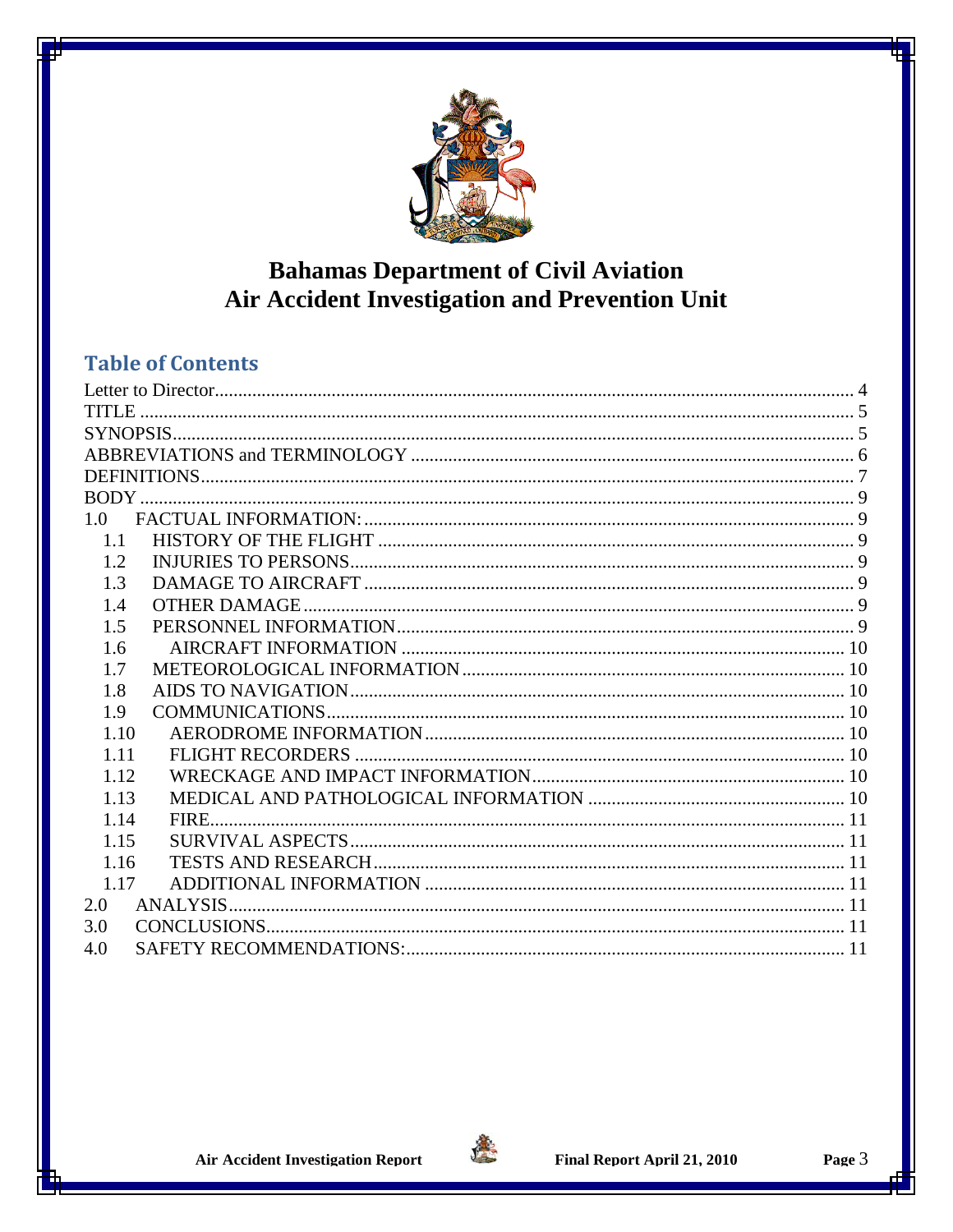# Bahamas Department of Civil Aviation
# Air Accident Investigation and Prevention Unit

## Table of Contents

Letter to Director ........................................................ 4
TITLE ........................................................ 5
SYNOPSIS ........................................................ 5
ABBREVIATIONS and TERMINOLOGY ........................................................ 6
DEFINITIONS ........................................................ 7
BODY ........................................................ 9
1.0 FACTUAL INFORMATION: ........................................................ 9
- 1.1 HISTORY OF THE FLIGHT ........................................................ 9
- 1.2 INJURIES TO PERSONS ........................................................ 9
- 1.3 DAMAGE TO AIRCRAFT ........................................................ 9
- 1.4 OTHER DAMAGE ........................................................ 9
- 1.5 PERSONNEL INFORMATION ........................................................ 9
- 1.6 AIRCRAFT INFORMATION ........................................................ 10
- 1.7 METEOROLOGICAL INFORMATION ........................................................ 10
- 1.8 AIDS TO NAVIGATION ........................................................ 10
- 1.9 COMMUNICATIONS ........................................................ 10
- 1.10 AERODROME INFORMATION ........................................................ 10
- 1.11 FLIGHT RECORDERS ........................................................ 10
- 1.12 WRECKAGE AND IMPACT INFORMATION ........................................................ 10
- 1.13 MEDICAL AND PATHOLOGICAL INFORMATION ........................................................ 10
- 1.14 FIRE ........................................................ 11
- 1.15 SURVIVAL ASPECTS ........................................................ 11
- 1.16 TESTS AND RESEARCH ........................................................ 11
- 1.17 ADDITIONAL INFORMATION ........................................................ 11

2.0 ANALYSIS ........................................................ 11
3.0 CONCLUSIONS ........................................................ 11
4.0 SAFETY RECOMMENDATIONS: ........................................................ 11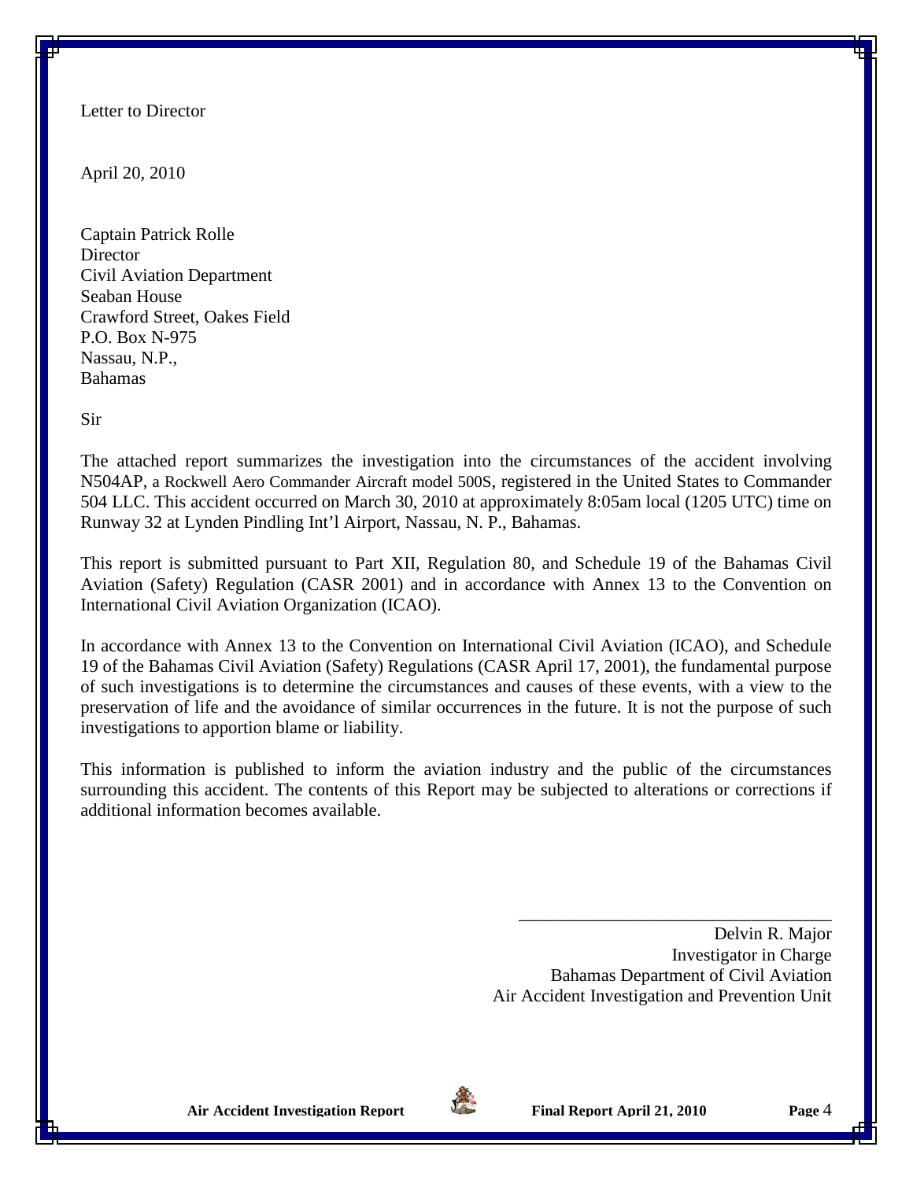Letter to Director

April 20, 2010

Captain Patrick Rolle
Director
Civil Aviation Department
Seaban House
Crawford Street, Oakes Field
P.O. Box N-975
Nassau, N.P.,
Bahamas

Sir

The attached report summarizes the investigation into the circumstances of the accident involving N504AP, a Rockwell Aero Commander Aircraft model 500S, registered in the United States to Commander 504 LLC. This accident occurred on March 30, 2010 at approximately 8:05am local (1205 UTC) time on Runway 32 at Lynden Pindling Int'l Airport, Nassau, N. P., Bahamas.

This report is submitted pursuant to Part XII, Regulation 80, and Schedule 19 of the Bahamas Civil Aviation (Safety) Regulation (CASR 2001) and in accordance with Annex 13 to the Convention on International Civil Aviation Organization (ICAO).

In accordance with Annex 13 to the Convention on International Civil Aviation (ICAO), and Schedule 19 of the Bahamas Civil Aviation (Safety) Regulations (CASR April 17, 2001), the fundamental purpose of such investigations is to determine the circumstances and causes of these events, with a view to the preservation of life and the avoidance of similar occurrences in the future. It is not the purpose of such investigations to apportion blame or liability.

This information is published to inform the aviation industry and the public of the circumstances surrounding this accident. The contents of this Report may be subjected to alterations or corrections if additional information becomes available.

Delvin R. Major
Investigator in Charge
Bahamas Department of Civil Aviation
Air Accident Investigation and Prevention Unit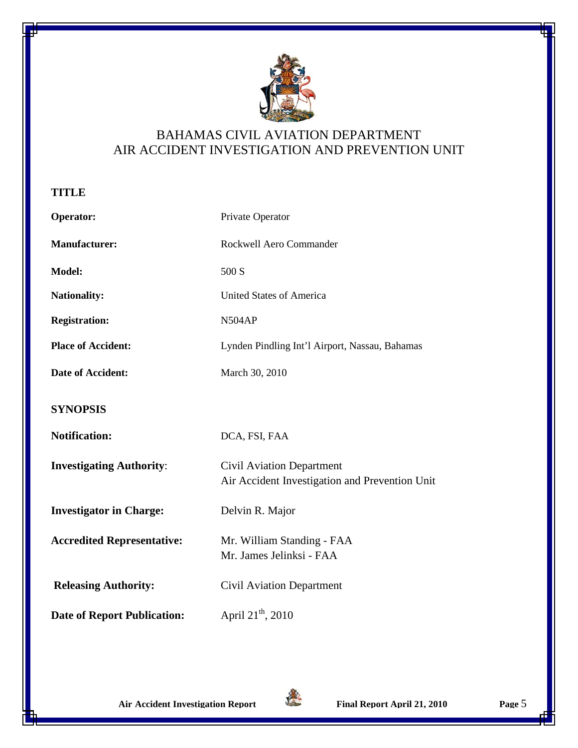BAHAMAS CIVIL AVIATION DEPARTMENT
AIR ACCIDENT INVESTIGATION AND PREVENTION UNIT

## TITLE

**Operator:** Private Operator

**Manufacturer:** Rockwell Aero Commander

**Model:** 500 S

**Nationality:** United States of America

**Registration:** N504AP

**Place of Accident:** Lynden Pindling Int'l Airport, Nassau, Bahamas

**Date of Accident:** March 30, 2010

## SYNOPSIS

**Notification:** DCA, FSI, FAA

**Investigating Authority:** Civil Aviation Department
Air Accident Investigation and Prevention Unit

**Investigator in Charge:** Delvin R. Major

**Accredited Representative:** Mr. William Standing - FAA
Mr. James Jelinksi - FAA

**Releasing Authority:** Civil Aviation Department

**Date of Report Publication:** April 21th, 2010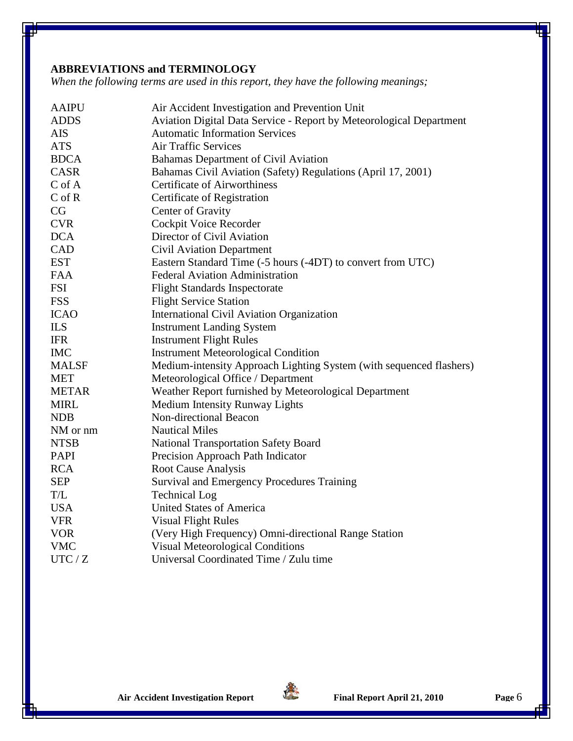**ABBREVIATIONS and TERMINOLOGY**

*When the following terms are used in this report, they have the following meanings;*

| | |
|---|---|
| AAIPU | Air Accident Investigation and Prevention Unit |
| ADDS | Aviation Digital Data Service - Report by Meteorological Department |
| AIS | Automatic Information Services |
| ATS | Air Traffic Services |
| BDCA | Bahamas Department of Civil Aviation |
| CASR | Bahamas Civil Aviation (Safety) Regulations (April 17, 2001) |
| C of A | Certificate of Airworthiness |
| C of R | Certificate of Registration |
| CG | Center of Gravity |
| CVR | Cockpit Voice Recorder |
| DCA | Director of Civil Aviation |
| CAD | Civil Aviation Department |
| EST | Eastern Standard Time (-5 hours (-4DT) to convert from UTC) |
| FAA | Federal Aviation Administration |
| FSI | Flight Standards Inspectorate |
| FSS | Flight Service Station |
| ICAO | International Civil Aviation Organization |
| ILS | Instrument Landing System |
| IFR | Instrument Flight Rules |
| IMC | Instrument Meteorological Condition |
| MALSF | Medium-intensity Approach Lighting System (with sequenced flashers) |
| MET | Meteorological Office / Department |
| METAR | Weather Report furnished by Meteorological Department |
| MIRL | Medium Intensity Runway Lights |
| NDB | Non-directional Beacon |
| NM or nm | Nautical Miles |
| NTSB | National Transportation Safety Board |
| PAPI | Precision Approach Path Indicator |
| RCA | Root Cause Analysis |
| SEP | Survival and Emergency Procedures Training |
| T/L | Technical Log |
| USA | United States of America |
| VFR | Visual Flight Rules |
| VOR | (Very High Frequency) Omni-directional Range Station |
| VMC | Visual Meteorological Conditions |
| UTC / Z | Universal Coordinated Time / Zulu time |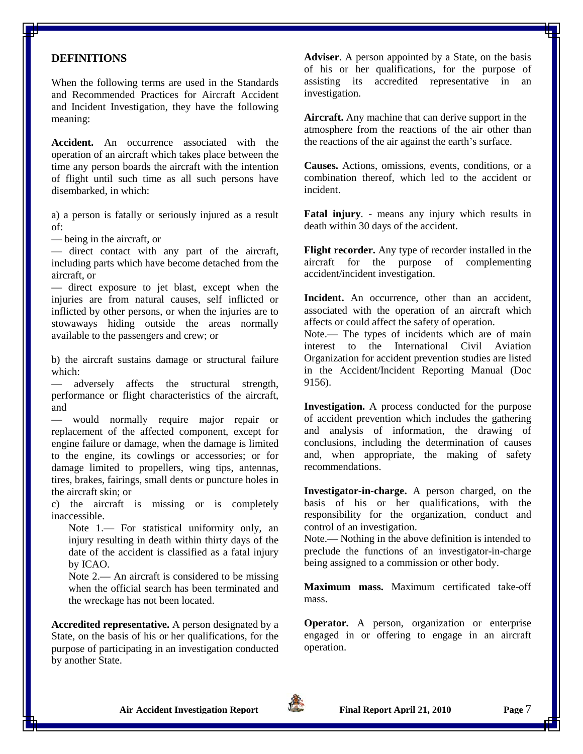## DEFINITIONS

When the following terms are used in the Standards and Recommended Practices for Aircraft Accident and Incident Investigation, they have the following meaning:

**Accident.** An occurrence associated with the operation of an aircraft which takes place between the time any person boards the aircraft with the intention of flight until such time as all such persons have disembarked, in which:

a) a person is fatally or seriously injured as a result of:

— being in the aircraft, or

— direct contact with any part of the aircraft, including parts which have become detached from the aircraft, or

— direct exposure to jet blast, except when the injuries are from natural causes, self inflicted or inflicted by other persons, or when the injuries are to stowaways hiding outside the areas normally available to the passengers and crew; or

b) the aircraft sustains damage or structural failure which:

— adversely affects the structural strength, performance or flight characteristics of the aircraft, and

— would normally require major repair or replacement of the affected component, except for engine failure or damage, when the damage is limited to the engine, its cowlings or accessories; or for damage limited to propellers, wing tips, antennas, tires, brakes, fairings, small dents or puncture holes in the aircraft skin; or

c) the aircraft is missing or is completely inaccessible.

Note 1.— For statistical uniformity only, an injury resulting in death within thirty days of the date of the accident is classified as a fatal injury by ICAO.

Note 2.— An aircraft is considered to be missing when the official search has been terminated and the wreckage has not been located.

**Accredited representative.** A person designated by a State, on the basis of his or her qualifications, for the purpose of participating in an investigation conducted by another State.

**Adviser**. A person appointed by a State, on the basis of his or her qualifications, for the purpose of assisting its accredited representative in an investigation.

**Aircraft.** Any machine that can derive support in the atmosphere from the reactions of the air other than the reactions of the air against the earth's surface.

**Causes.** Actions, omissions, events, conditions, or a combination thereof, which led to the accident or incident.

**Fatal injury**. - means any injury which results in death within 30 days of the accident.

**Flight recorder.** Any type of recorder installed in the aircraft for the purpose of complementing accident/incident investigation.

**Incident.** An occurrence, other than an accident, associated with the operation of an aircraft which affects or could affect the safety of operation.

Note.— The types of incidents which are of main interest to the International Civil Aviation Organization for accident prevention studies are listed in the Accident/Incident Reporting Manual (Doc 9156).

**Investigation.** A process conducted for the purpose of accident prevention which includes the gathering and analysis of information, the drawing of conclusions, including the determination of causes and, when appropriate, the making of safety recommendations.

**Investigator-in-charge.** A person charged, on the basis of his or her qualifications, with the responsibility for the organization, conduct and control of an investigation.

Note.— Nothing in the above definition is intended to preclude the functions of an investigator-in-charge being assigned to a commission or other body.

**Maximum mass.** Maximum certificated take-off mass.

**Operator.** A person, organization or enterprise engaged in or offering to engage in an aircraft operation.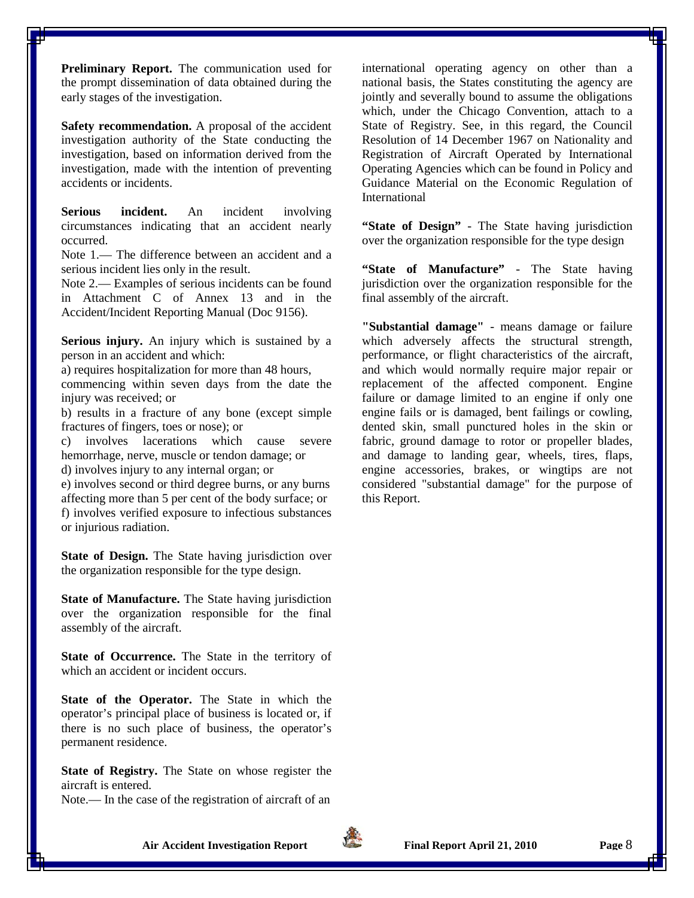**Preliminary Report.** The communication used for the prompt dissemination of data obtained during the early stages of the investigation.

**Safety recommendation.** A proposal of the accident investigation authority of the State conducting the investigation, based on information derived from the investigation, made with the intention of preventing accidents or incidents.

**Serious incident.** An incident involving circumstances indicating that an accident nearly occurred.

Note 1.— The difference between an accident and a serious incident lies only in the result.

Note 2.— Examples of serious incidents can be found in Attachment C of Annex 13 and in the Accident/Incident Reporting Manual (Doc 9156).

**Serious injury.** An injury which is sustained by a person in an accident and which:

a) requires hospitalization for more than 48 hours, commencing within seven days from the date the injury was received; or

b) results in a fracture of any bone (except simple fractures of fingers, toes or nose); or

c) involves lacerations which cause severe hemorrhage, nerve, muscle or tendon damage; or

d) involves injury to any internal organ; or

e) involves second or third degree burns, or any burns affecting more than 5 per cent of the body surface; or

f) involves verified exposure to infectious substances or injurious radiation.

**State of Design.** The State having jurisdiction over the organization responsible for the type design.

**State of Manufacture.** The State having jurisdiction over the organization responsible for the final assembly of the aircraft.

**State of Occurrence.** The State in the territory of which an accident or incident occurs.

**State of the Operator.** The State in which the operator's principal place of business is located or, if there is no such place of business, the operator's permanent residence.

**State of Registry.** The State on whose register the aircraft is entered.

Note.— In the case of the registration of aircraft of an international operating agency on other than a national basis, the States constituting the agency are jointly and severally bound to assume the obligations which, under the Chicago Convention, attach to a State of Registry. See, in this regard, the Council Resolution of 14 December 1967 on Nationality and Registration of Aircraft Operated by International Operating Agencies which can be found in Policy and Guidance Material on the Economic Regulation of International

**"State of Design"** - The State having jurisdiction over the organization responsible for the type design

**"State of Manufacture"** - The State having jurisdiction over the organization responsible for the final assembly of the aircraft.

**"Substantial damage"** - means damage or failure which adversely affects the structural strength, performance, or flight characteristics of the aircraft, and which would normally require major repair or replacement of the affected component. Engine failure or damage limited to an engine if only one engine fails or is damaged, bent failings or cowling, dented skin, small punctured holes in the skin or fabric, ground damage to rotor or propeller blades, and damage to landing gear, wheels, tires, flaps, engine accessories, brakes, or wingtips are not considered "substantial damage" for the purpose of this Report.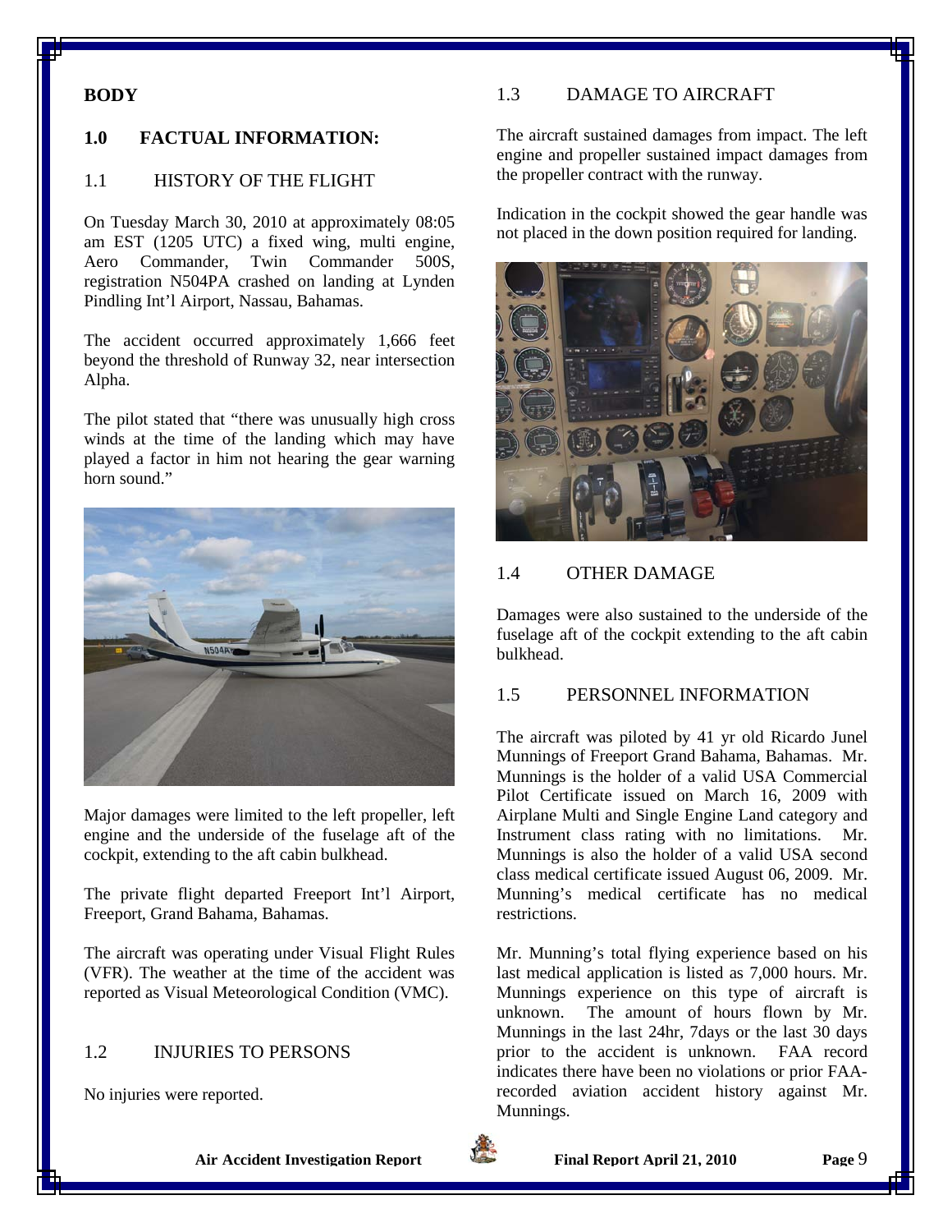**BODY**

## 1.0 FACTUAL INFORMATION:

### 1.1 HISTORY OF THE FLIGHT

On Tuesday March 30, 2010 at approximately 08:05 am EST (1205 UTC) a fixed wing, multi engine, Aero Commander, Twin Commander 500S, registration N504PA crashed on landing at Lynden Pindling Int'l Airport, Nassau, Bahamas.

The accident occurred approximately 1,666 feet beyond the threshold of Runway 32, near intersection Alpha.

The pilot stated that "there was unusually high cross winds at the time of the landing which may have played a factor in him not hearing the gear warning horn sound."

Major damages were limited to the left propeller, left engine and the underside of the fuselage aft of the cockpit, extending to the aft cabin bulkhead.

The private flight departed Freeport Int'l Airport, Freeport, Grand Bahama, Bahamas.

The aircraft was operating under Visual Flight Rules (VFR). The weather at the time of the accident was reported as Visual Meteorological Condition (VMC).

### 1.2 INJURIES TO PERSONS

No injuries were reported.

### 1.3 DAMAGE TO AIRCRAFT

The aircraft sustained damages from impact. The left engine and propeller sustained impact damages from the propeller contract with the runway.

Indication in the cockpit showed the gear handle was not placed in the down position required for landing.

### 1.4 OTHER DAMAGE

Damages were also sustained to the underside of the fuselage aft of the cockpit extending to the aft cabin bulkhead.

### 1.5 PERSONNEL INFORMATION

The aircraft was piloted by 41 yr old Ricardo Junel Munnings of Freeport Grand Bahama, Bahamas. Mr. Munnings is the holder of a valid USA Commercial Pilot Certificate issued on March 16, 2009 with Airplane Multi and Single Engine Land category and Instrument class rating with no limitations. Mr. Munnings is also the holder of a valid USA second class medical certificate issued August 06, 2009. Mr. Munning's medical certificate has no medical restrictions.

Mr. Munning's total flying experience based on his last medical application is listed as 7,000 hours. Mr. Munnings experience on this type of aircraft is unknown. The amount of hours flown by Mr. Munnings in the last 24hr, 7days or the last 30 days prior to the accident is unknown. FAA record indicates there have been no violations or prior FAA-recorded aviation accident history against Mr. Munnings.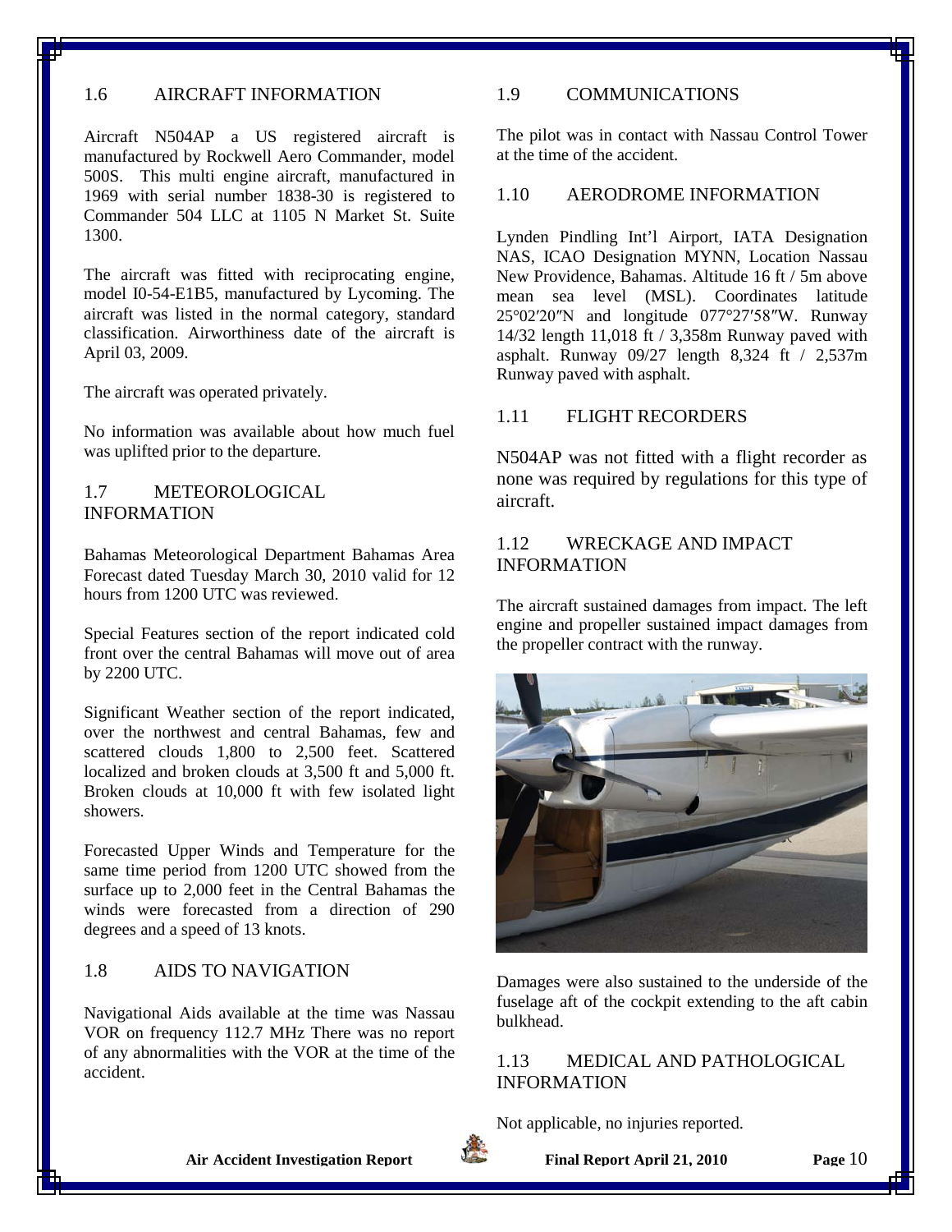## 1.6 AIRCRAFT INFORMATION

Aircraft N504AP a US registered aircraft is manufactured by Rockwell Aero Commander, model 500S. This multi engine aircraft, manufactured in 1969 with serial number 1838-30 is registered to Commander 504 LLC at 1105 N Market St. Suite 1300.

The aircraft was fitted with reciprocating engine, model I0-54-E1B5, manufactured by Lycoming. The aircraft was listed in the normal category, standard classification. Airworthiness date of the aircraft is April 03, 2009.

The aircraft was operated privately.

No information was available about how much fuel was uplifted prior to the departure.

## 1.7 METEOROLOGICAL INFORMATION

Bahamas Meteorological Department Bahamas Area Forecast dated Tuesday March 30, 2010 valid for 12 hours from 1200 UTC was reviewed.

Special Features section of the report indicated cold front over the central Bahamas will move out of area by 2200 UTC.

Significant Weather section of the report indicated, over the northwest and central Bahamas, few and scattered clouds 1,800 to 2,500 feet. Scattered localized and broken clouds at 3,500 ft and 5,000 ft. Broken clouds at 10,000 ft with few isolated light showers.

Forecasted Upper Winds and Temperature for the same time period from 1200 UTC showed from the surface up to 2,000 feet in the Central Bahamas the winds were forecasted from a direction of 290 degrees and a speed of 13 knots.

## 1.8 AIDS TO NAVIGATION

Navigational Aids available at the time was Nassau VOR on frequency 112.7 MHz There was no report of any abnormalities with the VOR at the time of the accident.

## 1.9 COMMUNICATIONS

The pilot was in contact with Nassau Control Tower at the time of the accident.

## 1.10 AERODROME INFORMATION

Lynden Pindling Int'l Airport, IATA Designation NAS, ICAO Designation MYNN, Location Nassau New Providence, Bahamas. Altitude 16 ft / 5m above mean sea level (MSL). Coordinates latitude 25°02′20″N and longitude 077°27′58″W. Runway 14/32 length 11,018 ft / 3,358m Runway paved with asphalt. Runway 09/27 length 8,324 ft / 2,537m Runway paved with asphalt.

## 1.11 FLIGHT RECORDERS

N504AP was not fitted with a flight recorder as none was required by regulations for this type of aircraft.

## 1.12 WRECKAGE AND IMPACT INFORMATION

The aircraft sustained damages from impact. The left engine and propeller sustained impact damages from the propeller contract with the runway.

Damages were also sustained to the underside of the fuselage aft of the cockpit extending to the aft cabin bulkhead.

## 1.13 MEDICAL AND PATHOLOGICAL INFORMATION

Not applicable, no injuries reported.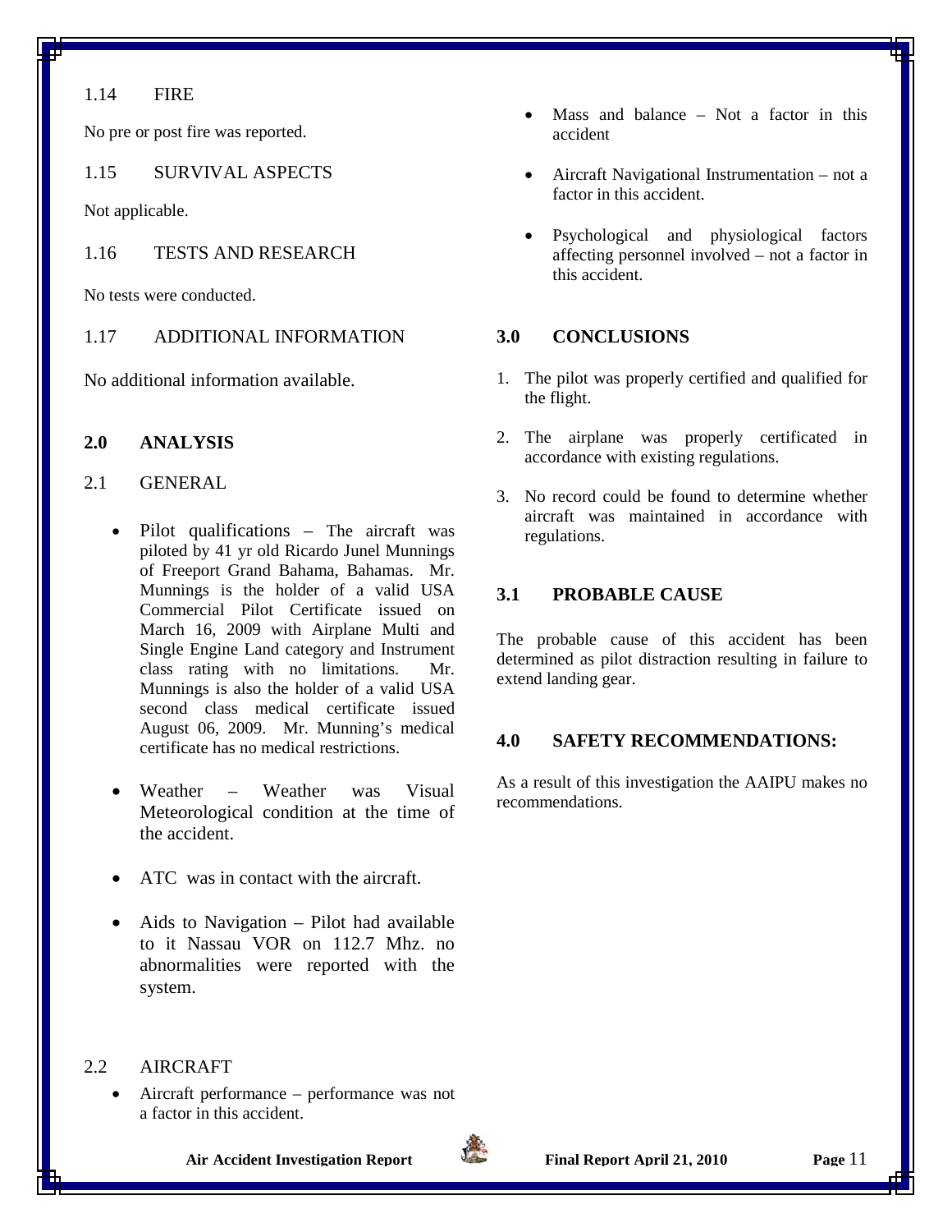## 1.14 FIRE

No pre or post fire was reported.

## 1.15 SURVIVAL ASPECTS

Not applicable.

## 1.16 TESTS AND RESEARCH

No tests were conducted.

## 1.17 ADDITIONAL INFORMATION

No additional information available.

# 2.0 ANALYSIS

## 2.1 GENERAL

- Pilot qualifications – The aircraft was piloted by 41 yr old Ricardo Junel Munnings of Freeport Grand Bahama, Bahamas. Mr. Munnings is the holder of a valid USA Commercial Pilot Certificate issued on March 16, 2009 with Airplane Multi and Single Engine Land category and Instrument class rating with no limitations. Mr. Munnings is also the holder of a valid USA second class medical certificate issued August 06, 2009. Mr. Munning's medical certificate has no medical restrictions.

- Weather – Weather was Visual Meteorological condition at the time of the accident.

- ATC was in contact with the aircraft.

- Aids to Navigation – Pilot had available to it Nassau VOR on 112.7 Mhz. no abnormalities were reported with the system.

## 2.2 AIRCRAFT

- Aircraft performance – performance was not a factor in this accident.

- Mass and balance – Not a factor in this accident

- Aircraft Navigational Instrumentation – not a factor in this accident.

- Psychological and physiological factors affecting personnel involved – not a factor in this accident.

# 3.0 CONCLUSIONS

1. The pilot was properly certified and qualified for the flight.

2. The airplane was properly certificated in accordance with existing regulations.

3. No record could be found to determine whether aircraft was maintained in accordance with regulations.

## 3.1 PROBABLE CAUSE

The probable cause of this accident has been determined as pilot distraction resulting in failure to extend landing gear.

# 4.0 SAFETY RECOMMENDATIONS:

As a result of this investigation the AAIPU makes no recommendations.